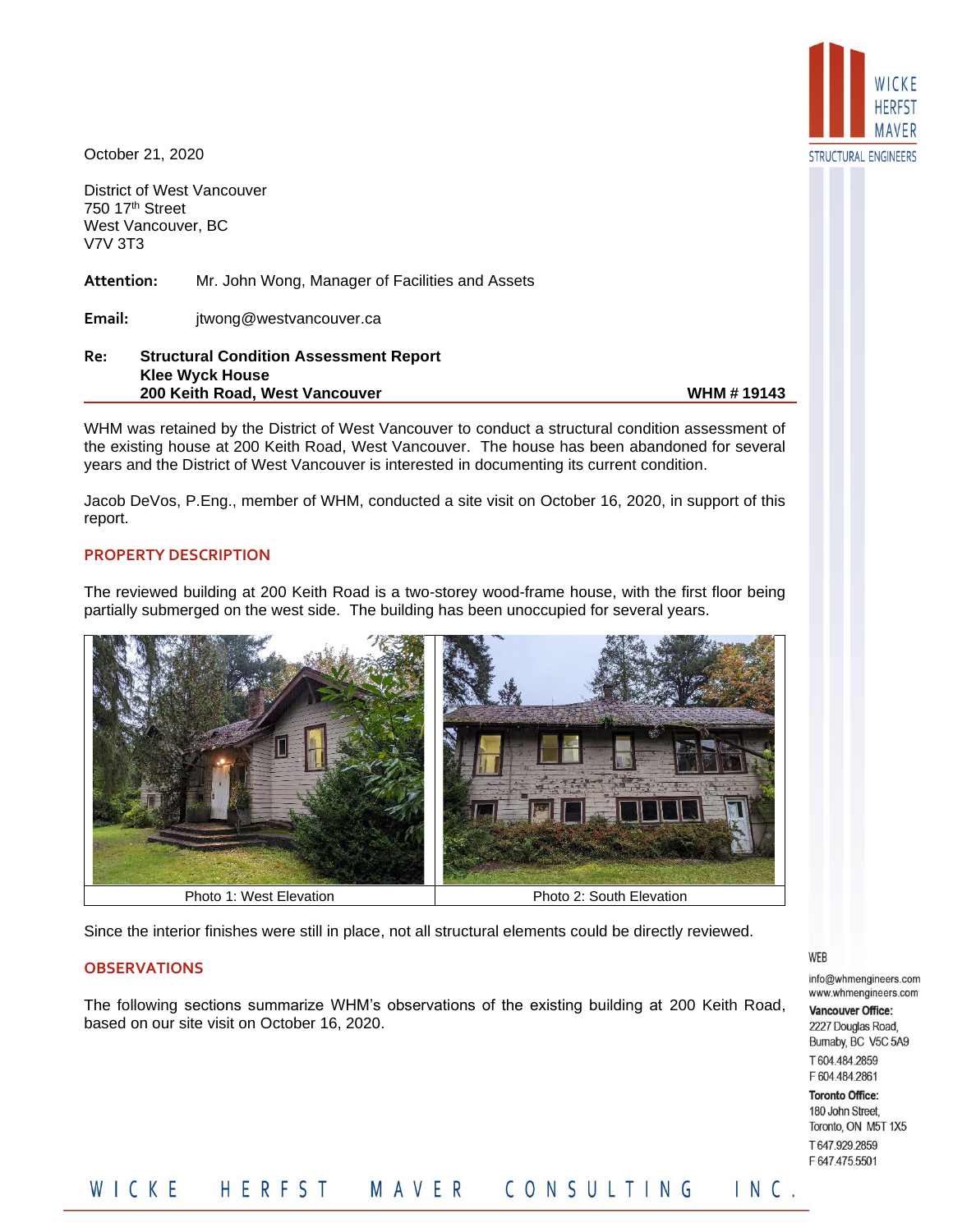October 21, 2020

District of West Vancouver
750 17th Street
West Vancouver, BC
V7V 3T3

**Attention:** Mr. John Wong, Manager of Facilities and Assets

**Email:** jtwong@westvancouver.ca

**Re: Structural Condition Assessment Report**
**Klee Wyck House**
**200 Keith Road, West Vancouver** **WHM # 19143**

WHM was retained by the District of West Vancouver to conduct a structural condition assessment of the existing house at 200 Keith Road, West Vancouver. The house has been abandoned for several years and the District of West Vancouver is interested in documenting its current condition.

Jacob DeVos, P.Eng., member of WHM, conducted a site visit on October 16, 2020, in support of this report.

## PROPERTY DESCRIPTION

The reviewed building at 200 Keith Road is a two-storey wood-frame house, with the first floor being partially submerged on the west side. The building has been unoccupied for several years.

| Photo 1: West Elevation | Photo 2: South Elevation |
| --- | --- |

Since the interior finishes were still in place, not all structural elements could be directly reviewed.

## OBSERVATIONS

The following sections summarize WHM's observations of the existing building at 200 Keith Road, based on our site visit on October 16, 2020.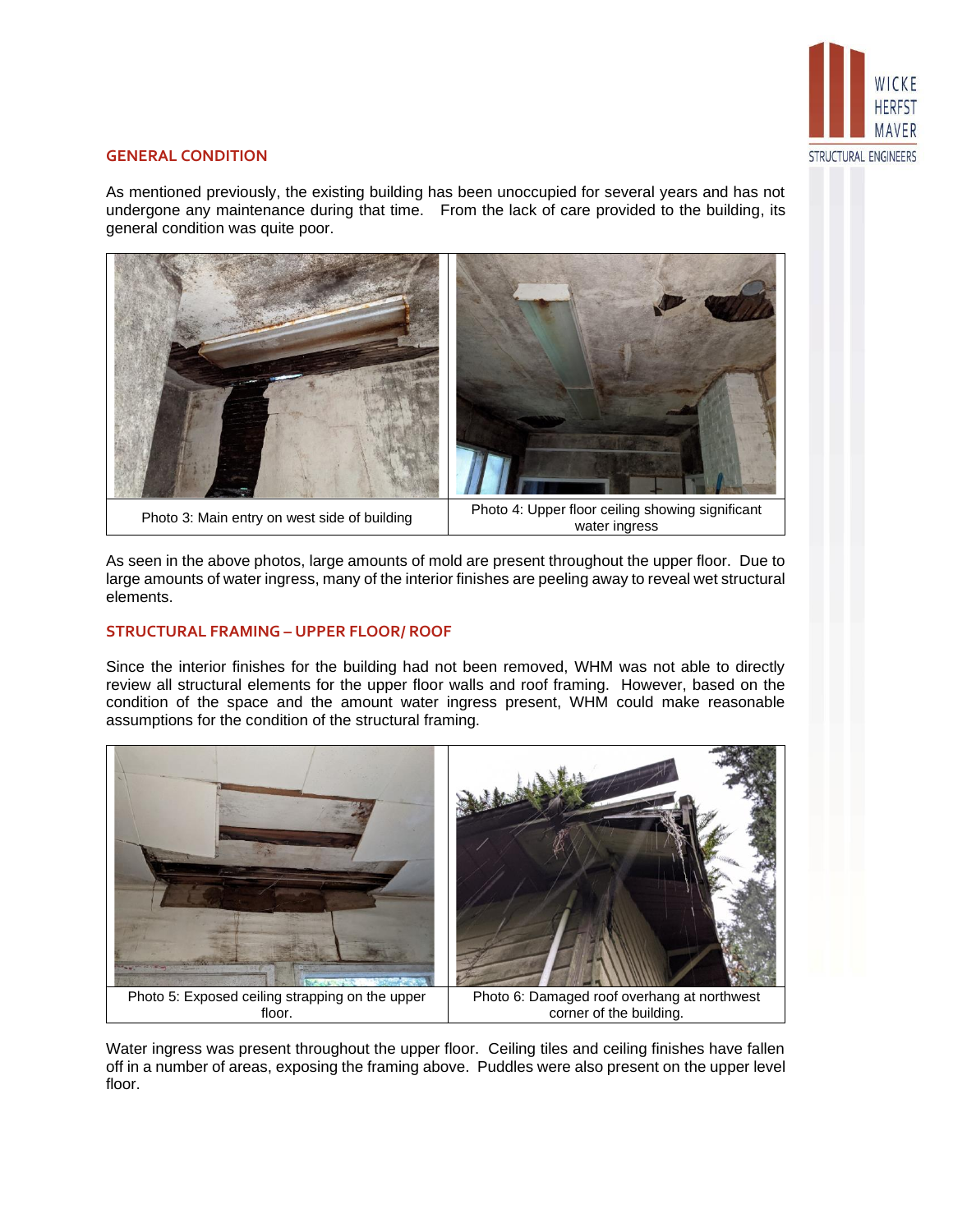## GENERAL CONDITION

As mentioned previously, the existing building has been unoccupied for several years and has not undergone any maintenance during that time. From the lack of care provided to the building, its general condition was quite poor.

| Photo 3: Main entry on west side of building | Photo 4: Upper floor ceiling showing significant water ingress |
| --- | --- |

As seen in the above photos, large amounts of mold are present throughout the upper floor. Due to large amounts of water ingress, many of the interior finishes are peeling away to reveal wet structural elements.

## STRUCTURAL FRAMING – UPPER FLOOR/ ROOF

Since the interior finishes for the building had not been removed, WHM was not able to directly review all structural elements for the upper floor walls and roof framing. However, based on the condition of the space and the amount water ingress present, WHM could make reasonable assumptions for the condition of the structural framing.

| Photo 5: Exposed ceiling strapping on the upper floor. | Photo 6: Damaged roof overhang at northwest corner of the building. |
| --- | --- |

Water ingress was present throughout the upper floor. Ceiling tiles and ceiling finishes have fallen off in a number of areas, exposing the framing above. Puddles were also present on the upper level floor.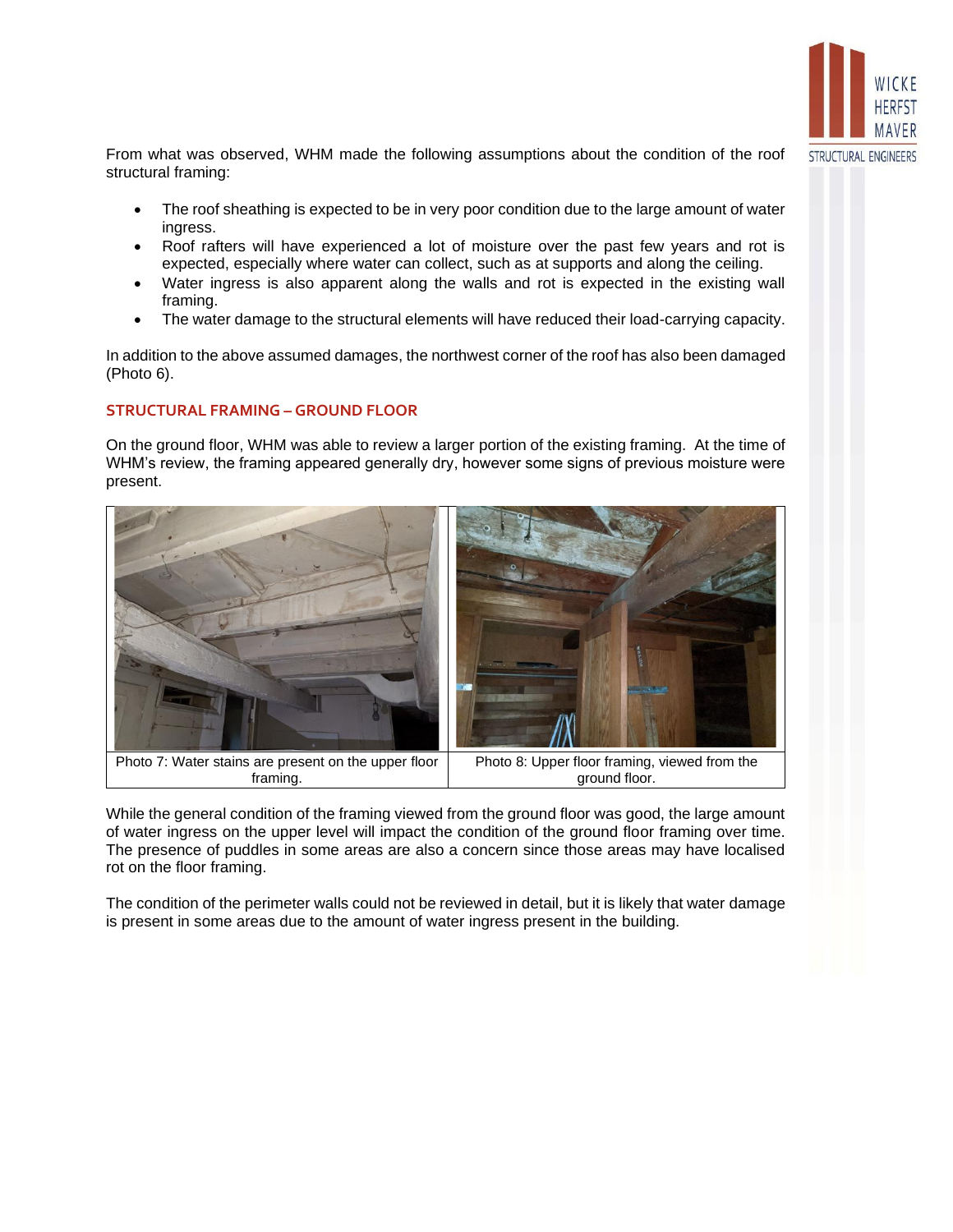From what was observed, WHM made the following assumptions about the condition of the roof structural framing:

- The roof sheathing is expected to be in very poor condition due to the large amount of water ingress.
- Roof rafters will have experienced a lot of moisture over the past few years and rot is expected, especially where water can collect, such as at supports and along the ceiling.
- Water ingress is also apparent along the walls and rot is expected in the existing wall framing.
- The water damage to the structural elements will have reduced their load-carrying capacity.

In addition to the above assumed damages, the northwest corner of the roof has also been damaged (Photo 6).

## STRUCTURAL FRAMING – GROUND FLOOR

On the ground floor, WHM was able to review a larger portion of the existing framing. At the time of WHM's review, the framing appeared generally dry, however some signs of previous moisture were present.

| Photo 7: Water stains are present on the upper floor framing. | Photo 8: Upper floor framing, viewed from the ground floor. |
| --- | --- |

While the general condition of the framing viewed from the ground floor was good, the large amount of water ingress on the upper level will impact the condition of the ground floor framing over time. The presence of puddles in some areas are also a concern since those areas may have localised rot on the floor framing.

The condition of the perimeter walls could not be reviewed in detail, but it is likely that water damage is present in some areas due to the amount of water ingress present in the building.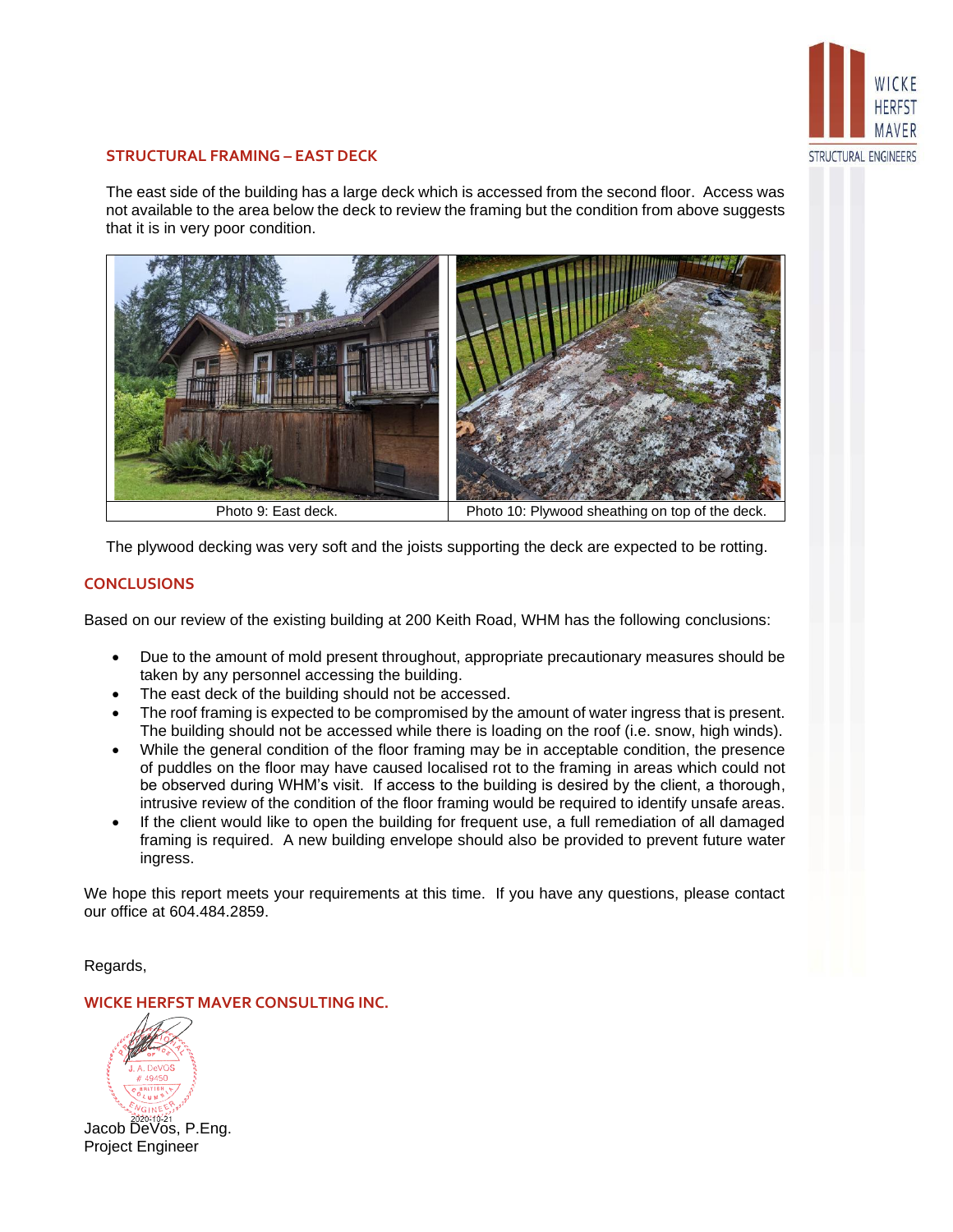## STRUCTURAL FRAMING – EAST DECK

The east side of the building has a large deck which is accessed from the second floor. Access was not available to the area below the deck to review the framing but the condition from above suggests that it is in very poor condition.

| Photo 9: East deck. | Photo 10: Plywood sheathing on top of the deck. |
|---|---|

The plywood decking was very soft and the joists supporting the deck are expected to be rotting.

## CONCLUSIONS

Based on our review of the existing building at 200 Keith Road, WHM has the following conclusions:

- Due to the amount of mold present throughout, appropriate precautionary measures should be taken by any personnel accessing the building.
- The east deck of the building should not be accessed.
- The roof framing is expected to be compromised by the amount of water ingress that is present. The building should not be accessed while there is loading on the roof (i.e. snow, high winds).
- While the general condition of the floor framing may be in acceptable condition, the presence of puddles on the floor may have caused localised rot to the framing in areas which could not be observed during WHM's visit. If access to the building is desired by the client, a thorough, intrusive review of the condition of the floor framing would be required to identify unsafe areas.
- If the client would like to open the building for frequent use, a full remediation of all damaged framing is required. A new building envelope should also be provided to prevent future water ingress.

We hope this report meets your requirements at this time. If you have any questions, please contact our office at 604.484.2859.

Regards,

**WICKE HERFST MAVER CONSULTING INC.**

J. A. DeVOS
# 49450
2020-10-21

Jacob DeVos, P.Eng.
Project Engineer